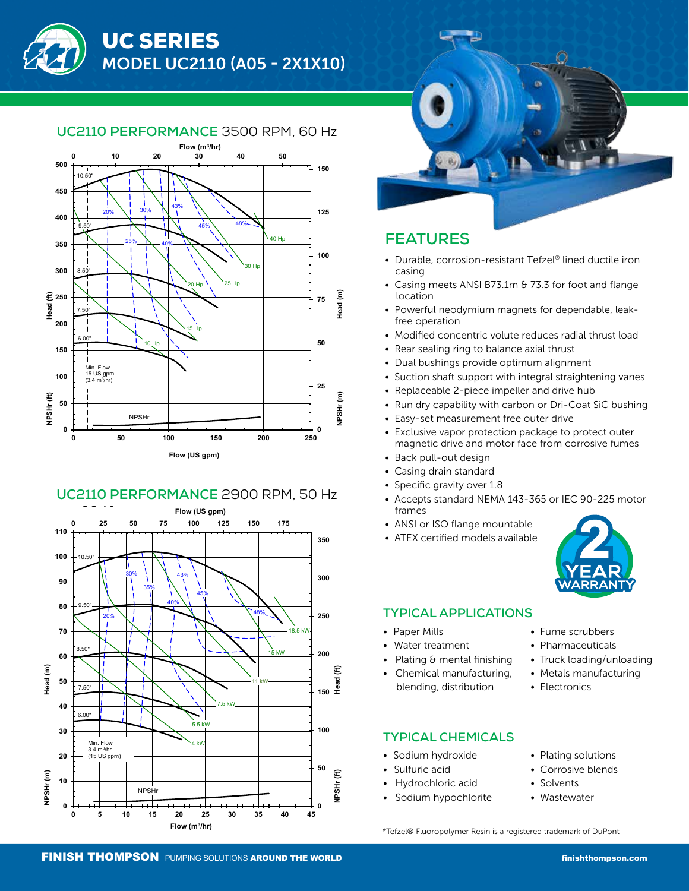# UC SERIES
## MODEL UC2110 (A05 - 2X1X10)

## UC2110 PERFORMANCE 3500 RPM, 60 Hz

## UC2110 PERFORMANCE 2900 RPM, 50 Hz

## FEATURES

- Durable, corrosion-resistant Tefzel® lined ductile iron casing
- Casing meets ANSI B73.1m & 73.3 for foot and flange location
- Powerful neodymium magnets for dependable, leak-free operation
- Modified concentric volute reduces radial thrust load
- Rear sealing ring to balance axial thrust
- Dual bushings provide optimum alignment
- Suction shaft support with integral straightening vanes
- Replaceable 2-piece impeller and drive hub
- Run dry capability with carbon or Dri-Coat SiC bushing
- Easy-set measurement free outer drive
- Exclusive vapor protection package to protect outer magnetic drive and motor face from corrosive fumes
- Back pull-out design
- Casing drain standard
- Specific gravity over 1.8
- Accepts standard NEMA 143-365 or IEC 90-225 motor frames
- ANSI or ISO flange mountable
- ATEX certified models available

2 YEAR WARRANTY

## TYPICAL APPLICATIONS

- Paper Mills
- Water treatment
- Plating & mental finishing
- Chemical manufacturing, blending, distribution
- Fume scrubbers
- Pharmaceuticals
- Truck loading/unloading
- Metals manufacturing
- Electronics

## TYPICAL CHEMICALS

- Sodium hydroxide
- Sulfuric acid
- Hydrochloric acid
- Sodium hypochlorite
- Plating solutions
- Corrosive blends
- Solvents
- Wastewater

*Tefzel® Fluoropolymer Resin is a registered trademark of DuPont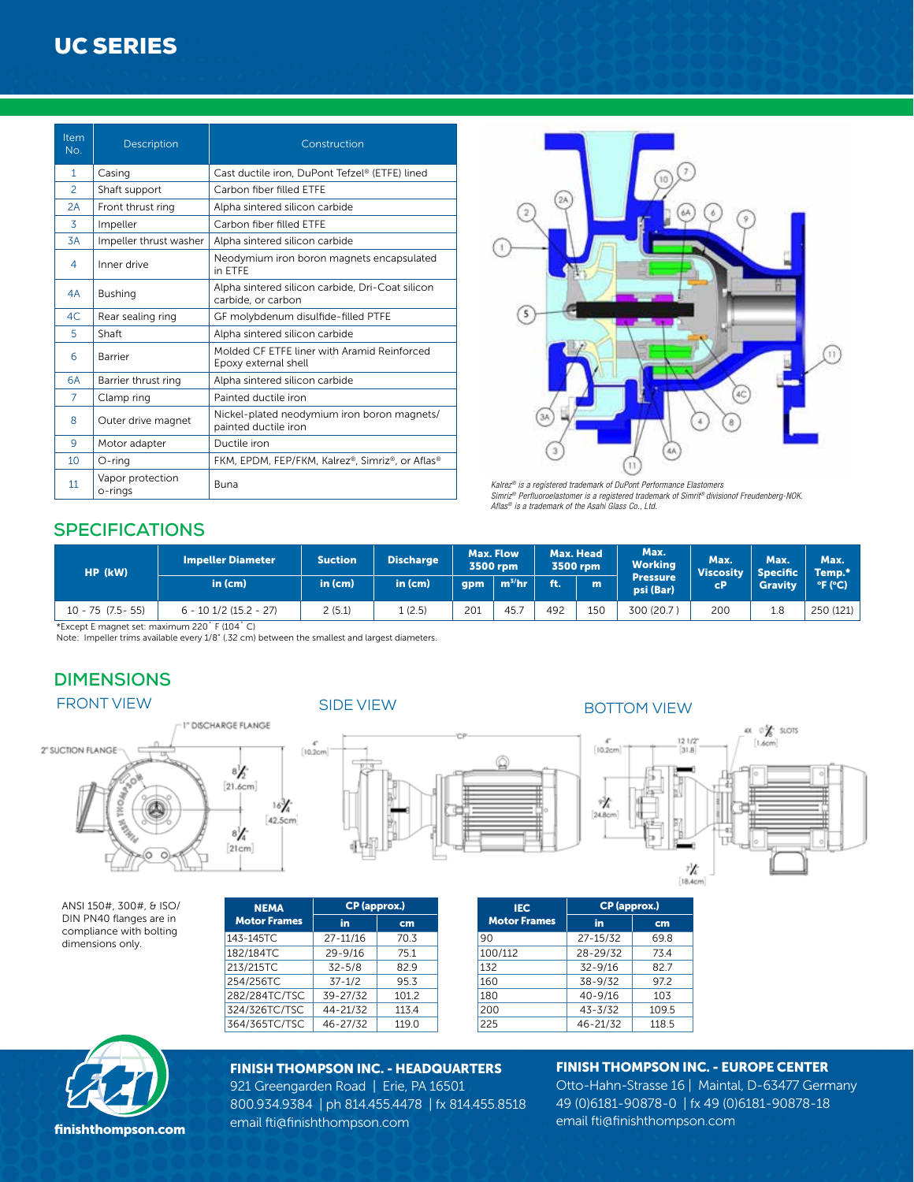# UC SERIES

| Item No. | Description | Construction |
|---|---|---|
| 1 | Casing | Cast ductile iron, DuPont Tefzel® (ETFE) lined |
| 2 | Shaft support | Carbon fiber filled ETFE |
| 2A | Front thrust ring | Alpha sintered silicon carbide |
| 3 | Impeller | Carbon fiber filled ETFE |
| 3A | Impeller thrust washer | Alpha sintered silicon carbide |
| 4 | Inner drive | Neodymium iron boron magnets encapsulated in ETFE |
| 4A | Bushing | Alpha sintered silicon carbide, Dri-Coat silicon carbide, or carbon |
| 4C | Rear sealing ring | GF molybdenum disulfide-filled PTFE |
| 5 | Shaft | Alpha sintered silicon carbide |
| 6 | Barrier | Molded CF ETFE liner with Aramid Reinforced Epoxy external shell |
| 6A | Barrier thrust ring | Alpha sintered silicon carbide |
| 7 | Clamp ring | Painted ductile iron |
| 8 | Outer drive magnet | Nickel-plated neodymium iron boron magnets/ painted ductile iron |
| 9 | Motor adapter | Ductile iron |
| 10 | O-ring | FKM, EPDM, FEP/FKM, Kalrez®, Simriz®, or Aflas® |
| 11 | Vapor protection o-rings | Buna |

1 2 2A 3 3A 4 4A 4C 5 6 6A 7 8 9 10 11

*Kalrez® is a registered trademark of DuPont Performance Elastomers*
*Simriz® Perfluoroelastomer is a registered trademark of Simrit® divisionof Freudenberg-NOK.*
*Aflas® is a trademark of the Asahi Glass Co., Ltd.*

## SPECIFICATIONS

| HP (kW) | Impeller Diameter in (cm) | Suction in (cm) | Discharge in (cm) | Max. Flow 3500 rpm | | Max. Head 3500 rpm | | Max. Working Pressure psi (Bar) | Max. Viscosity cP | Max. Specific Gravity | Max. Temp.* °F (°C) |
|---|---|---|---|---|---|---|---|---|---|---|---|
| | | | | gpm | $m^3$/hr | ft. | m | | | | |
| 10 - 75 (7.5- 55) | 6 - 10 1/2 (15.2 - 27) | 2 (5.1) | 1 (2.5) | 201 | 45.7 | 492 | 150 | 300 (20.7 ) | 200 | 1.8 | 250 (121) |

*Except E magnet set: maximum 220˚ F (104˚ C)
Note: Impeller trims available every 1/8" (.32 cm) between the smallest and largest diameters.

## DIMENSIONS

### FRONT VIEW

1" DISCHARGE FLANGE
2" SUCTION FLANGE
8½ [21.6cm]
16¾ [42.5cm]
8¼ [21cm]

### SIDE VIEW

4" [10.2cm]
"CP"

### BOTTOM VIEW

4" [10.2cm]
12 1/2" [31.8]
4X ⌀⅝ SLOTS [1.6cm]
9¾ [24.8cm]
7¼ [18.4cm]

ANSI 150#, 300#, & ISO/ DIN PN40 flanges are in compliance with bolting dimensions only.

| NEMA Motor Frames | CP (approx.) in | CP (approx.) cm |
|---|---|---|
| 143-145TC | 27-11/16 | 70.3 |
| 182/184TC | 29-9/16 | 75.1 |
| 213/215TC | 32-5/8 | 82.9 |
| 254/256TC | 37-1/2 | 95.3 |
| 282/284TC/TSC | 39-27/32 | 101.2 |
| 324/326TC/TSC | 44-21/32 | 113.4 |
| 364/365TC/TSC | 46-27/32 | 119.0 |

| IEC Motor Frames | CP (approx.) in | CP (approx.) cm |
|---|---|---|
| 90 | 27-15/32 | 69.8 |
| 100/112 | 28-29/32 | 73.4 |
| 132 | 32-9/16 | 82.7 |
| 160 | 38-9/32 | 97.2 |
| 180 | 40-9/16 | 103 |
| 200 | 43-3/32 | 109.5 |
| 225 | 46-21/32 | 118.5 |

finishthompson.com

**FINISH THOMPSON INC. - HEADQUARTERS**
921 Greengarden Road | Erie, PA 16501
800.934.9384 | ph 814.455.4478 | fx 814.455.8518
email fti@finishthompson.com

**FINISH THOMPSON INC. - EUROPE CENTER**
Otto-Hahn-Strasse 16 | Maintal, D-63477 Germany
49 (0)6181-90878-0 | fx 49 (0)6181-90878-18
email fti@finishthompson.com